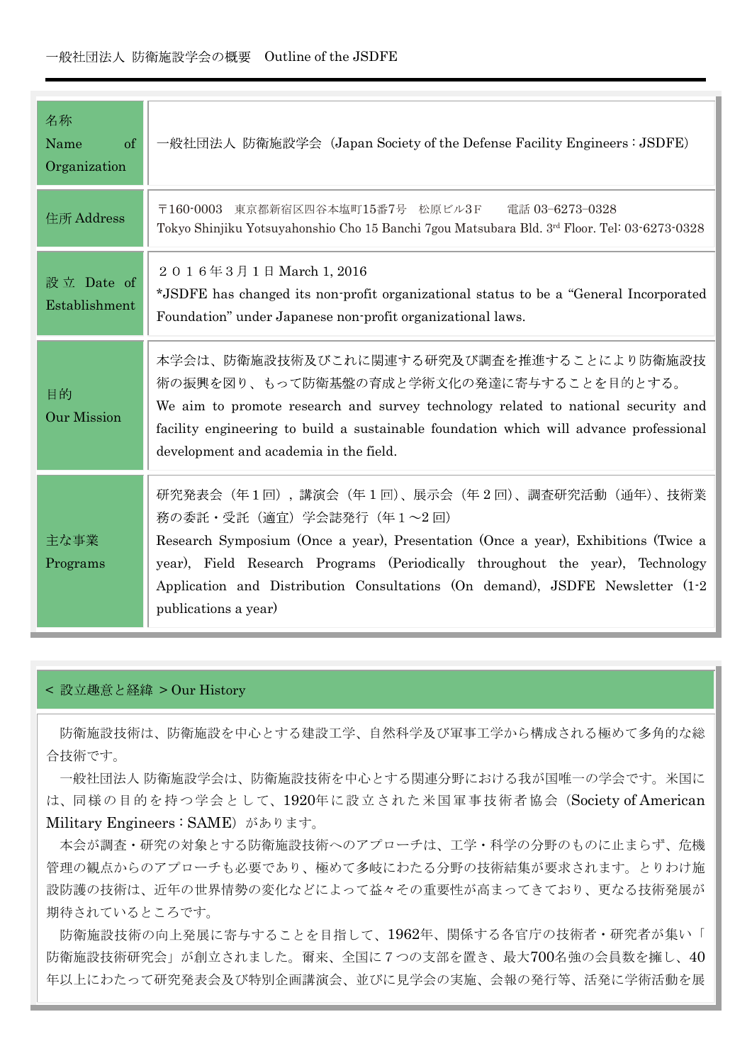一般社団法人 防衛施設学会の概要　Outline of the JSDFE

| 名称 Name of Organization | 一般社団法人 防衛施設学会（Japan Society of the Defense Facility Engineers：JSDFE） |
|---|---|
| 住所 Address | 〒160-0003　東京都新宿区四谷本塩町15番7号　松原ビル３Ｆ　　電話 03−6273−0328<br>Tokyo Shinjiku Yotsuyahonshio Cho 15 Banchi 7gou Matsubara Bld. 3rd Floor. Tel: 03-6273-0328 |
| 設立 Date of Establishment | ２０１６年３月１日 March 1, 2016<br>*JSDFE has changed its non-profit organizational status to be a "General Incorporated Foundation" under Japanese non-profit organizational laws. |
| 目的 Our Mission | 本学会は、防衛施設技術及びこれに関連する研究及び調査を推進することにより防衛施設技術の振興を図り、もって防衛基盤の育成と学術文化の発達に寄与することを目的とする。<br>We aim to promote research and survey technology related to national security and facility engineering to build a sustainable foundation which will advance professional development and academia in the field. |
| 主な事業 Programs | 研究発表会（年１回），講演会（年１回）、展示会（年２回）、調査研究活動（通年）、技術業務の委託・受託（適宜）学会誌発行（年１～2 回）<br>Research Symposium (Once a year), Presentation (Once a year), Exhibitions (Twice a year), Field Research Programs (Periodically throughout the year), Technology Application and Distribution Consultations (On demand), JSDFE Newsletter (1-2 publications a year) |

## ＜ 設立趣意と経緯 ＞Our History

防衛施設技術は、防衛施設を中心とする建設工学、自然科学及び軍事工学から構成される極めて多角的な総合技術です。

一般社団法人 防衛施設学会は、防衛施設技術を中心とする関連分野における我が国唯一の学会です。米国には、同様の目的を持つ学会として、1920年に設立された米国軍事技術者協会（Society of American Military Engineers：SAME）があります。

本会が調査・研究の対象とする防衛施設技術へのアプローチは、工学・科学の分野のものに止まらず、危機管理の観点からのアプローチも必要であり、極めて多岐にわたる分野の技術結集が要求されます。とりわけ施設防護の技術は、近年の世界情勢の変化などによって益々その重要性が高まってきており、更なる技術発展が期待されているところです。

防衛施設技術の向上発展に寄与することを目指して、1962年、関係する各官庁の技術者・研究者が集い「防衛施設技術研究会」が創立されました。爾来、全国に７つの支部を置き、最大700名強の会員数を擁し、40年以上にわたって研究発表会及び特別企画講演会、並びに見学会の実施、会報の発行等、活発に学術活動を展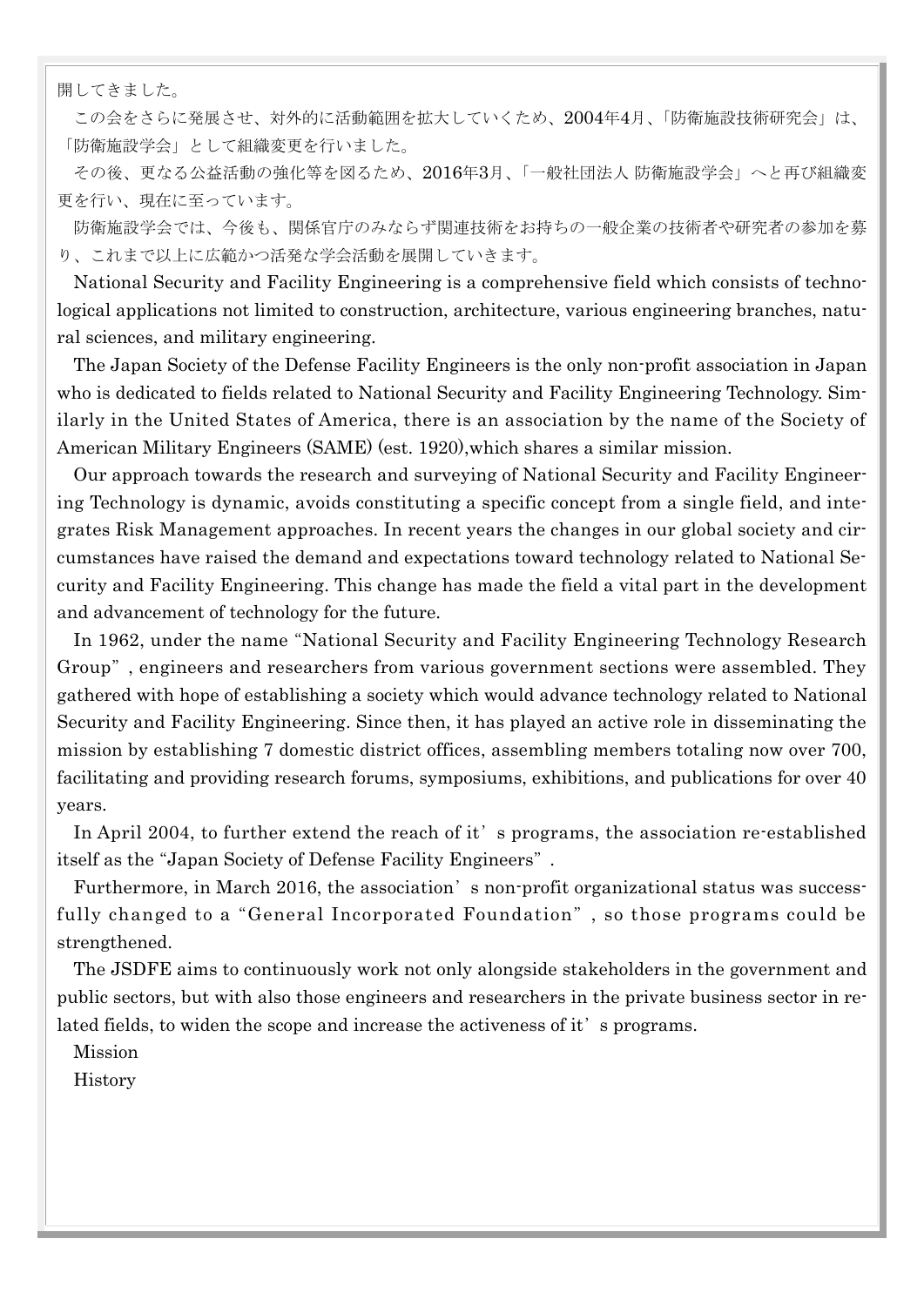開してきました。

この会をさらに発展させ、対外的に活動範囲を拡大していくため、2004年4月、「防衛施設技術研究会」は、「防衛施設学会」として組織変更を行いました。

その後、更なる公益活動の強化等を図るため、2016年3月、「一般社団法人 防衛施設学会」へと再び組織変更を行い、現在に至っています。

防衛施設学会では、今後も、関係官庁のみならず関連技術をお持ちの一般企業の技術者や研究者の参加を募り、これまで以上に広範かつ活発な学会活動を展開していきます。

National Security and Facility Engineering is a comprehensive field which consists of technological applications not limited to construction, architecture, various engineering branches, natural sciences, and military engineering.

The Japan Society of the Defense Facility Engineers is the only non-profit association in Japan who is dedicated to fields related to National Security and Facility Engineering Technology. Similarly in the United States of America, there is an association by the name of the Society of American Military Engineers (SAME) (est. 1920),which shares a similar mission.

Our approach towards the research and surveying of National Security and Facility Engineering Technology is dynamic, avoids constituting a specific concept from a single field, and integrates Risk Management approaches. In recent years the changes in our global society and circumstances have raised the demand and expectations toward technology related to National Security and Facility Engineering. This change has made the field a vital part in the development and advancement of technology for the future.

In 1962, under the name "National Security and Facility Engineering Technology Research Group", engineers and researchers from various government sections were assembled. They gathered with hope of establishing a society which would advance technology related to National Security and Facility Engineering. Since then, it has played an active role in disseminating the mission by establishing 7 domestic district offices, assembling members totaling now over 700, facilitating and providing research forums, symposiums, exhibitions, and publications for over 40 years.

In April 2004, to further extend the reach of it's programs, the association re-established itself as the "Japan Society of Defense Facility Engineers".

Furthermore, in March 2016, the association's non-profit organizational status was successfully changed to a "General Incorporated Foundation", so those programs could be strengthened.

The JSDFE aims to continuously work not only alongside stakeholders in the government and public sectors, but with also those engineers and researchers in the private business sector in related fields, to widen the scope and increase the activeness of it's programs.

Mission

History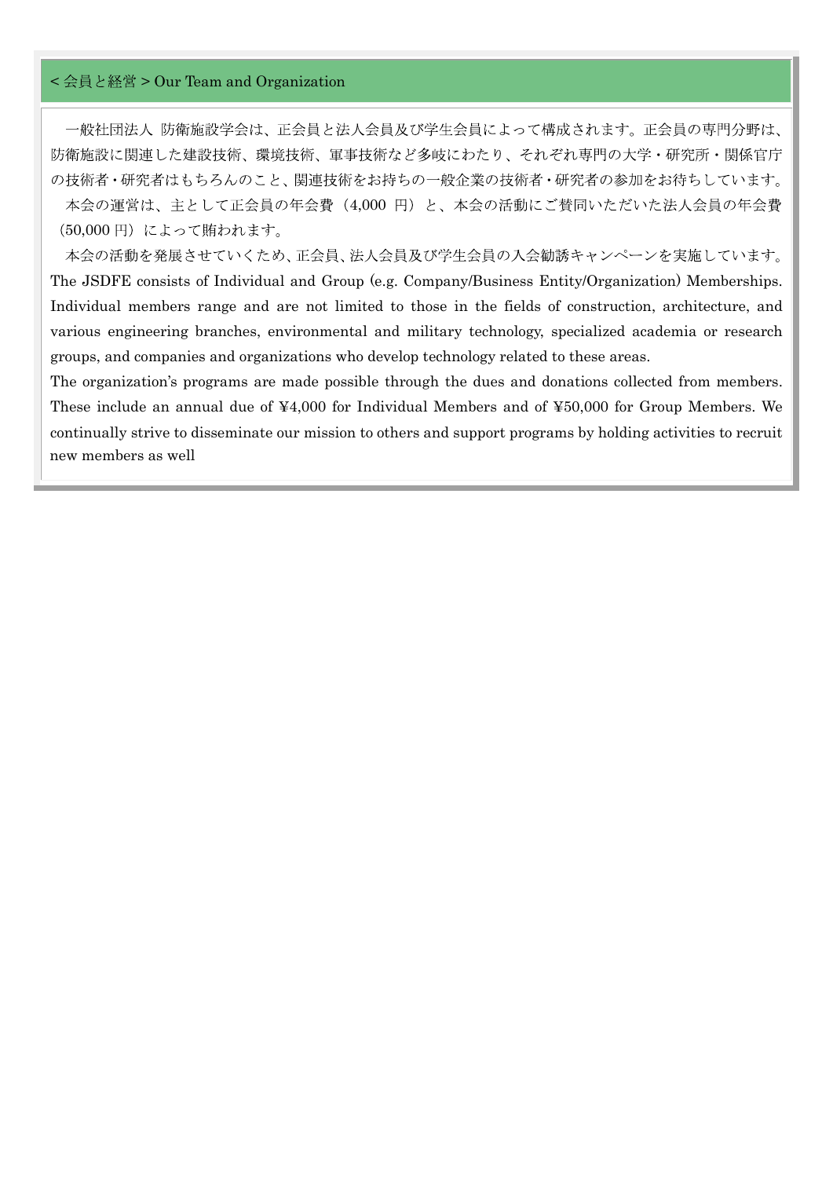## < 会員と経営 > Our Team and Organization

一般社団法人 防衛施設学会は、正会員と法人会員及び学生会員によって構成されます。正会員の専門分野は、防衛施設に関連した建設技術、環境技術、軍事技術など多岐にわたり、それぞれ専門の大学・研究所・関係官庁の技術者・研究者はもちろんのこと、関連技術をお持ちの一般企業の技術者・研究者の参加をお待ちしています。

本会の運営は、主として正会員の年会費（4,000 円）と、本会の活動にご賛同いただいた法人会員の年会費（50,000 円）によって賄われます。

本会の活動を発展させていくため、正会員、法人会員及び学生会員の入会勧誘キャンペーンを実施しています。

The JSDFE consists of Individual and Group (e.g. Company/Business Entity/Organization) Memberships. Individual members range and are not limited to those in the fields of construction, architecture, and various engineering branches, environmental and military technology, specialized academia or research groups, and companies and organizations who develop technology related to these areas.

The organization's programs are made possible through the dues and donations collected from members. These include an annual due of ¥4,000 for Individual Members and of ¥50,000 for Group Members. We continually strive to disseminate our mission to others and support programs by holding activities to recruit new members as well